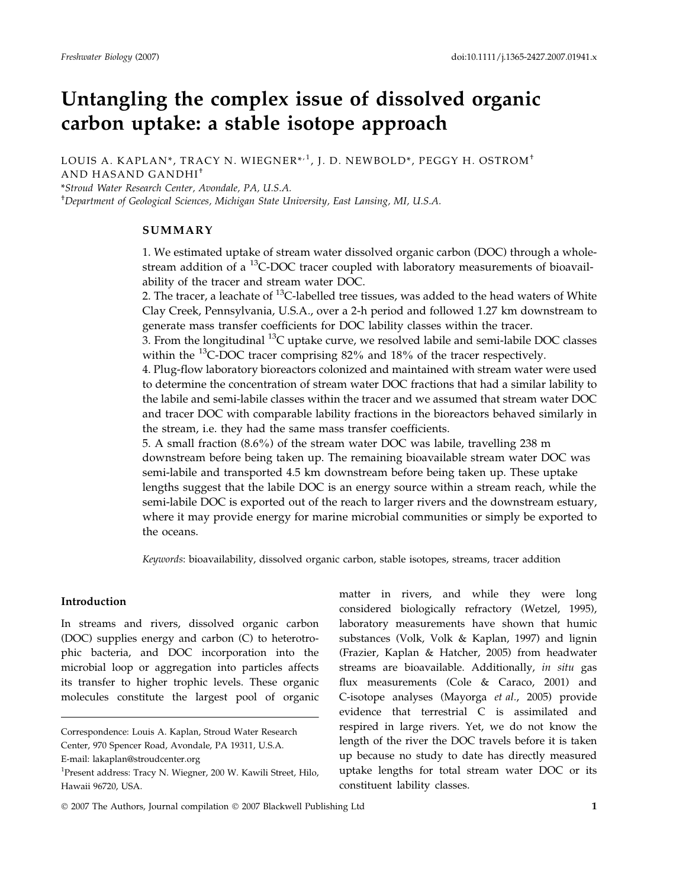# Untangling the complex issue of dissolved organic carbon uptake: a stable isotope approach

LOUIS A. KAPLAN*, TRACY N. WIEGNER*,[1], J. D. NEWBOLD*, PEGGY H. OSTROM† AND HASAND GANDHI†

*Stroud Water Research Center, Avondale, PA, U.S.A.

†Department of Geological Sciences, Michigan State University, East Lansing, MI, U.S.A.

## SUMMARY

1. We estimated uptake of stream water dissolved organic carbon (DOC) through a whole-stream addition of a $^{13}$C-DOC tracer coupled with laboratory measurements of bioavailability of the tracer and stream water DOC.
2. The tracer, a leachate of $^{13}$C-labelled tree tissues, was added to the head waters of White Clay Creek, Pennsylvania, U.S.A., over a 2-h period and followed 1.27 km downstream to generate mass transfer coefficients for DOC lability classes within the tracer.
3. From the longitudinal $^{13}$C uptake curve, we resolved labile and semi-labile DOC classes within the $^{13}$C-DOC tracer comprising 82% and 18% of the tracer respectively.
4. Plug-flow laboratory bioreactors colonized and maintained with stream water were used to determine the concentration of stream water DOC fractions that had a similar lability to the labile and semi-labile classes within the tracer and we assumed that stream water DOC and tracer DOC with comparable lability fractions in the bioreactors behaved similarly in the stream, i.e. they had the same mass transfer coefficients.
5. A small fraction (8.6%) of the stream water DOC was labile, travelling 238 m downstream before being taken up. The remaining bioavailable stream water DOC was semi-labile and transported 4.5 km downstream before being taken up. These uptake lengths suggest that the labile DOC is an energy source within a stream reach, while the semi-labile DOC is exported out of the reach to larger rivers and the downstream estuary, where it may provide energy for marine microbial communities or simply be exported to the oceans.

*Keywords*: bioavailability, dissolved organic carbon, stable isotopes, streams, tracer addition

## Introduction

In streams and rivers, dissolved organic carbon (DOC) supplies energy and carbon (C) to heterotrophic bacteria, and DOC incorporation into the microbial loop or aggregation into particles affects its transfer to higher trophic levels. These organic molecules constitute the largest pool of organic matter in rivers, and while they were long considered biologically refractory (Wetzel, 1995), laboratory measurements have shown that humic substances (Volk, Volk & Kaplan, 1997) and lignin (Frazier, Kaplan & Hatcher, 2005) from headwater streams are bioavailable. Additionally, *in situ* gas flux measurements (Cole & Caraco, 2001) and C-isotope analyses (Mayorga *et al.*, 2005) provide evidence that terrestrial C is assimilated and respired in large rivers. Yet, we do not know the length of the river the DOC travels before it is taken up because no study to date has directly measured uptake lengths for total stream water DOC or its constituent lability classes.

Correspondence: Louis A. Kaplan, Stroud Water Research Center, 970 Spencer Road, Avondale, PA 19311, U.S.A.
E-mail: lakaplan@stroudcenter.org

[1]Present address: Tracy N. Wiegner, 200 W. Kawili Street, Hilo, Hawaii 96720, USA.

© 2007 The Authors, Journal compilation © 2007 Blackwell Publishing Ltd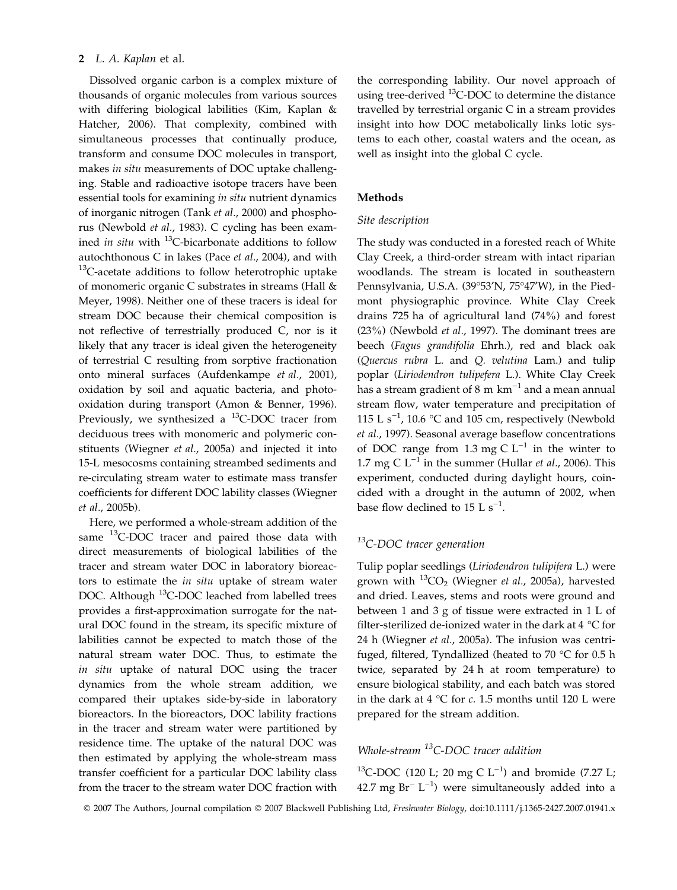Dissolved organic carbon is a complex mixture of thousands of organic molecules from various sources with differing biological labilities (Kim, Kaplan & Hatcher, 2006). That complexity, combined with simultaneous processes that continually produce, transform and consume DOC molecules in transport, makes *in situ* measurements of DOC uptake challenging. Stable and radioactive isotope tracers have been essential tools for examining *in situ* nutrient dynamics of inorganic nitrogen (Tank *et al*., 2000) and phosphorus (Newbold *et al*., 1983). C cycling has been examined *in situ* with $^{13}$C-bicarbonate additions to follow autochthonous C in lakes (Pace *et al*., 2004), and with $^{13}$C-acetate additions to follow heterotrophic uptake of monomeric organic C substrates in streams (Hall & Meyer, 1998). Neither one of these tracers is ideal for stream DOC because their chemical composition is not reflective of terrestrially produced C, nor is it likely that any tracer is ideal given the heterogeneity of terrestrial C resulting from sorptive fractionation onto mineral surfaces (Aufdenkampe *et al*., 2001), oxidation by soil and aquatic bacteria, and photo-oxidation during transport (Amon & Benner, 1996). Previously, we synthesized a $^{13}$C-DOC tracer from deciduous trees with monomeric and polymeric constituents (Wiegner *et al*., 2005a) and injected it into 15-L mesocosms containing streambed sediments and re-circulating stream water to estimate mass transfer coefficients for different DOC lability classes (Wiegner *et al*., 2005b).

Here, we performed a whole-stream addition of the same $^{13}$C-DOC tracer and paired those data with direct measurements of biological labilities of the tracer and stream water DOC in laboratory bioreactors to estimate the *in situ* uptake of stream water DOC. Although $^{13}$C-DOC leached from labelled trees provides a first-approximation surrogate for the natural DOC found in the stream, its specific mixture of labilities cannot be expected to match those of the natural stream water DOC. Thus, to estimate the *in situ* uptake of natural DOC using the tracer dynamics from the whole stream addition, we compared their uptakes side-by-side in laboratory bioreactors. In the bioreactors, DOC lability fractions in the tracer and stream water were partitioned by residence time. The uptake of the natural DOC was then estimated by applying the whole-stream mass transfer coefficient for a particular DOC lability class from the tracer to the stream water DOC fraction with the corresponding lability. Our novel approach of using tree-derived $^{13}$C-DOC to determine the distance travelled by terrestrial organic C in a stream provides insight into how DOC metabolically links lotic systems to each other, coastal waters and the ocean, as well as insight into the global C cycle.

## Methods

### *Site description*

The study was conducted in a forested reach of White Clay Creek, a third-order stream with intact riparian woodlands. The stream is located in southeastern Pennsylvania, U.S.A. (39°53′N, 75°47′W), in the Piedmont physiographic province. White Clay Creek drains 725 ha of agricultural land (74%) and forest (23%) (Newbold *et al*., 1997). The dominant trees are beech (*Fagus grandifolia* Ehrh.), red and black oak (*Quercus rubra* L. and *Q. velutina* Lam.) and tulip poplar (*Liriodendron tulipefera* L.). White Clay Creek has a stream gradient of 8 m km$^{-1}$ and a mean annual stream flow, water temperature and precipitation of 115 L s$^{-1}$, 10.6 °C and 105 cm, respectively (Newbold *et al*., 1997). Seasonal average baseflow concentrations of DOC range from 1.3 mg C L$^{-1}$ in the winter to 1.7 mg C L$^{-1}$ in the summer (Hullar *et al*., 2006). This experiment, conducted during daylight hours, coincided with a drought in the autumn of 2002, when base flow declined to 15 L s$^{-1}$.

### *$^{13}$C-DOC tracer generation*

Tulip poplar seedlings (*Liriodendron tulipifera* L.) were grown with $^{13}CO_2$ (Wiegner *et al*., 2005a), harvested and dried. Leaves, stems and roots were ground and between 1 and 3 g of tissue were extracted in 1 L of filter-sterilized de-ionized water in the dark at 4 °C for 24 h (Wiegner *et al*., 2005a). The infusion was centrifuged, filtered, Tyndallized (heated to 70 °C for 0.5 h twice, separated by 24 h at room temperature) to ensure biological stability, and each batch was stored in the dark at 4 °C for *c*. 1.5 months until 120 L were prepared for the stream addition.

### *Whole-stream $^{13}$C-DOC tracer addition*

$^{13}$C-DOC (120 L; 20 mg C L$^{-1}$) and bromide (7.27 L; 42.7 mg Br$^{-}$ L$^{-1}$) were simultaneously added into a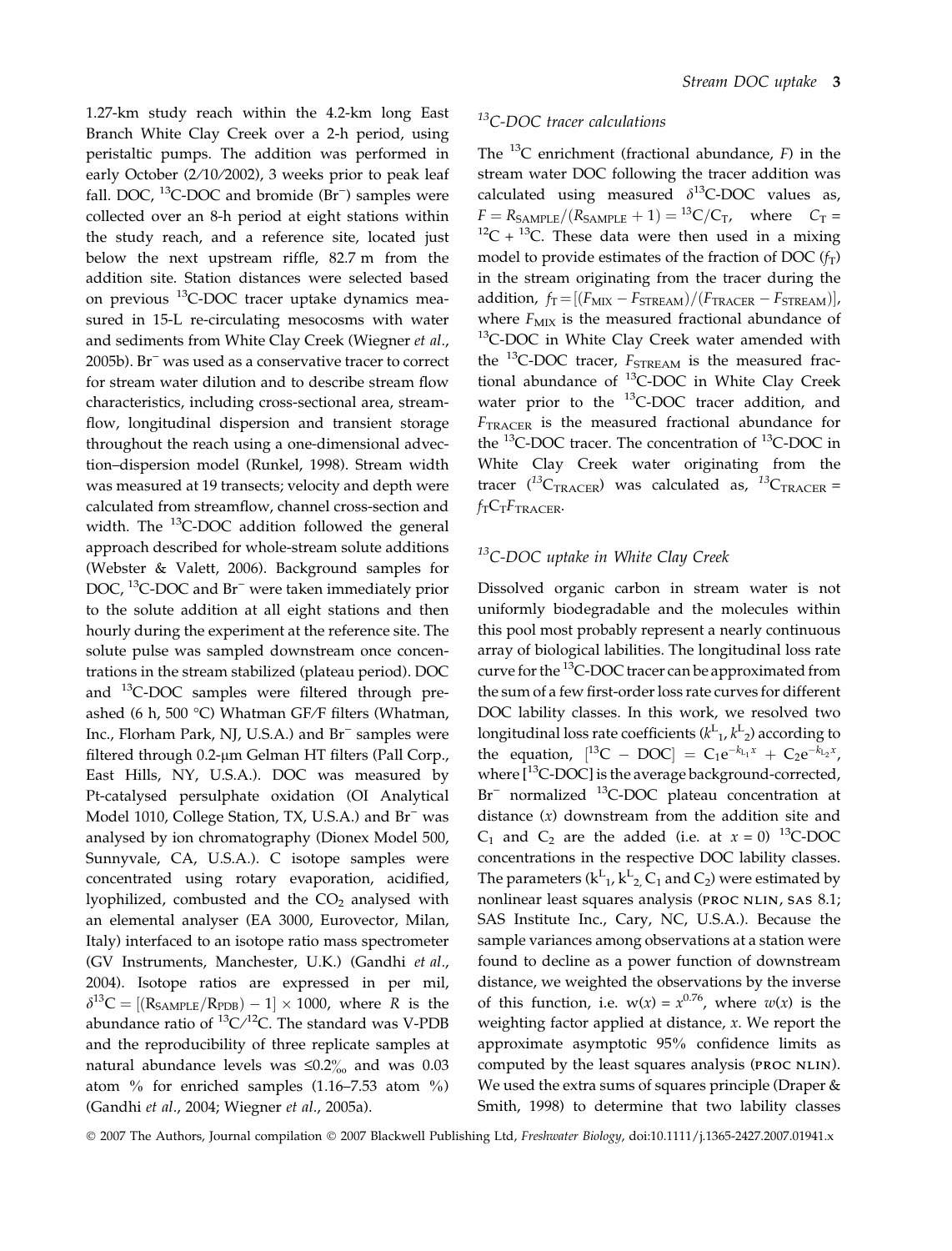1.27-km study reach within the 4.2-km long East Branch White Clay Creek over a 2-h period, using peristaltic pumps. The addition was performed in early October (2/10/2002), 3 weeks prior to peak leaf fall. DOC, $^{13}$C-DOC and bromide ($Br^-$) samples were collected over an 8-h period at eight stations within the study reach, and a reference site, located just below the next upstream riffle, 82.7 m from the addition site. Station distances were selected based on previous $^{13}$C-DOC tracer uptake dynamics measured in 15-L re-circulating mesocosms with water and sediments from White Clay Creek (Wiegner *et al.*, 2005b). $Br^-$ was used as a conservative tracer to correct for stream water dilution and to describe stream flow characteristics, including cross-sectional area, streamflow, longitudinal dispersion and transient storage throughout the reach using a one-dimensional advection–dispersion model (Runkel, 1998). Stream width was measured at 19 transects; velocity and depth were calculated from streamflow, channel cross-section and width. The $^{13}$C-DOC addition followed the general approach described for whole-stream solute additions (Webster & Valett, 2006). Background samples for DOC, $^{13}$C-DOC and $Br^-$ were taken immediately prior to the solute addition at all eight stations and then hourly during the experiment at the reference site. The solute pulse was sampled downstream once concentrations in the stream stabilized (plateau period). DOC and $^{13}$C-DOC samples were filtered through pre-ashed (6 h, 500 °C) Whatman GF/F filters (Whatman, Inc., Florham Park, NJ, U.S.A.) and $Br^-$ samples were filtered through 0.2-μm Gelman HT filters (Pall Corp., East Hills, NY, U.S.A.). DOC was measured by Pt-catalysed persulphate oxidation (OI Analytical Model 1010, College Station, TX, U.S.A.) and $Br^-$ was analysed by ion chromatography (Dionex Model 500, Sunnyvale, CA, U.S.A.). C isotope samples were concentrated using rotary evaporation, acidified, lyophilized, combusted and the $CO_2$ analysed with an elemental analyser (EA 3000, Eurovector, Milan, Italy) interfaced to an isotope ratio mass spectrometer (GV Instruments, Manchester, U.K.) (Gandhi *et al.*, 2004). Isotope ratios are expressed in per mil, $\delta^{13}C = [(R_{SAMPLE}/R_{PDB}) - 1] \times 1000$, where $R$ is the abundance ratio of $^{13}C/^{12}C$. The standard was V-PDB and the reproducibility of three replicate samples at natural abundance levels was ≤0.2‰ and was 0.03 atom % for enriched samples (1.16–7.53 atom %) (Gandhi *et al.*, 2004; Wiegner *et al.*, 2005a).

### $^{13}$C-DOC tracer calculations

The $^{13}$C enrichment (fractional abundance, $F$) in the stream water DOC following the tracer addition was calculated using measured $\delta^{13}$C-DOC values as, $F = R_{SAMPLE}/(R_{SAMPLE} + 1) = {}^{13}C/C_T$, where $C_T = {}^{12}C + {}^{13}C$. These data were then used in a mixing model to provide estimates of the fraction of DOC ($f_T$) in the stream originating from the tracer during the addition, $f_T = [(F_{MIX} - F_{STREAM})/(F_{TRACER} - F_{STREAM})]$, where $F_{MIX}$ is the measured fractional abundance of $^{13}$C-DOC in White Clay Creek water amended with the $^{13}$C-DOC tracer, $F_{STREAM}$ is the measured fractional abundance of $^{13}$C-DOC in White Clay Creek water prior to the $^{13}$C-DOC tracer addition, and $F_{TRACER}$ is the measured fractional abundance for the $^{13}$C-DOC tracer. The concentration of $^{13}$C-DOC in White Clay Creek water originating from the tracer ($^{13}C_{TRACER}$) was calculated as, $^{13}C_{TRACER} = f_T C_T F_{TRACER}$.

### $^{13}$C-DOC uptake in White Clay Creek

Dissolved organic carbon in stream water is not uniformly biodegradable and the molecules within this pool most probably represent a nearly continuous array of biological labilities. The longitudinal loss rate curve for the $^{13}$C-DOC tracer can be approximated from the sum of a few first-order loss rate curves for different DOC lability classes. In this work, we resolved two longitudinal loss rate coefficients ($k^L{}_1$, $k^L{}_2$) according to the equation, $[^{13}C - DOC] = C_1 e^{-k_{L_1} x} + C_2 e^{-k_{L_2} x}$, where [$^{13}$C-DOC] is the average background-corrected, $Br^-$ normalized $^{13}$C-DOC plateau concentration at distance ($x$) downstream from the addition site and $C_1$ and $C_2$ are the added (i.e. at $x = 0$) $^{13}$C-DOC concentrations in the respective DOC lability classes. The parameters ($k^L{}_1$, $k^L{}_2$, $C_1$ and $C_2$) were estimated by nonlinear least squares analysis (PROC NLIN, SAS 8.1; SAS Institute Inc., Cary, NC, U.S.A.). Because the sample variances among observations at a station were found to decline as a power function of downstream distance, we weighted the observations by the inverse of this function, i.e. $w(x) = x^{0.76}$, where $w(x)$ is the weighting factor applied at distance, $x$. We report the approximate asymptotic 95% confidence limits as computed by the least squares analysis (PROC NLIN). We used the extra sums of squares principle (Draper & Smith, 1998) to determine that two lability classes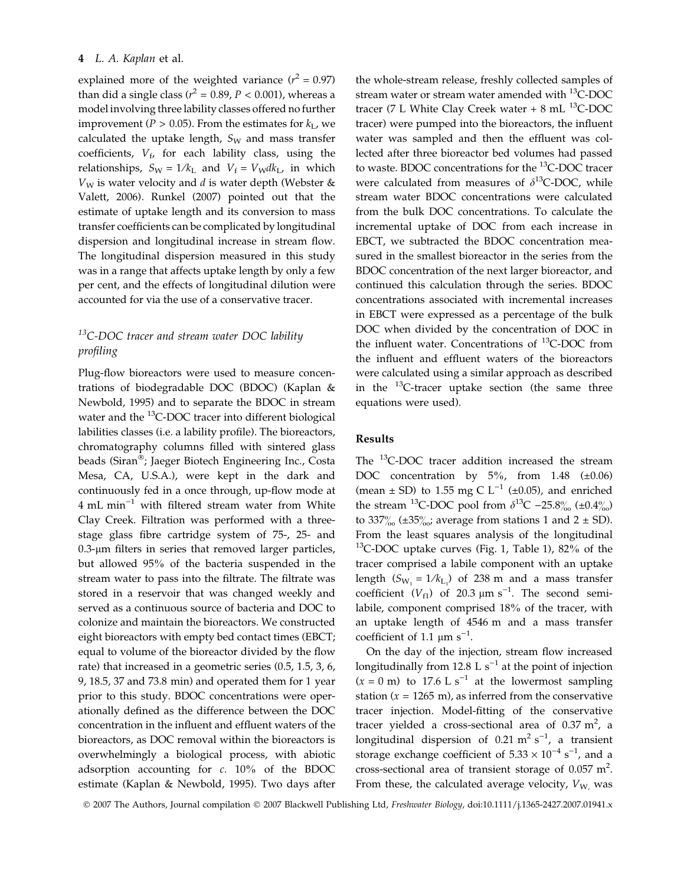explained more of the weighted variance ($r^2 = 0.97$) than did a single class ($r^2 = 0.89$, $P < 0.001$), whereas a model involving three lability classes offered no further improvement ($P > 0.05$). From the estimates for $k_L$, we calculated the uptake length, $S_W$ and mass transfer coefficients, $V_f$, for each lability class, using the relationships, $S_W = 1/k_L$ and $V_f = V_W d k_L$, in which $V_W$ is water velocity and $d$ is water depth (Webster & Valett, 2006). Runkel (2007) pointed out that the estimate of uptake length and its conversion to mass transfer coefficients can be complicated by longitudinal dispersion and longitudinal increase in stream flow. The longitudinal dispersion measured in this study was in a range that affects uptake length by only a few per cent, and the effects of longitudinal dilution were accounted for via the use of a conservative tracer.

### *$^{13}$C-DOC tracer and stream water DOC lability profiling*

Plug-flow bioreactors were used to measure concentrations of biodegradable DOC (BDOC) (Kaplan & Newbold, 1995) and to separate the BDOC in stream water and the $^{13}$C-DOC tracer into different biological labilities classes (i.e. a lability profile). The bioreactors, chromatography columns filled with sintered glass beads (Siran®; Jaeger Biotech Engineering Inc., Costa Mesa, CA, U.S.A.), were kept in the dark and continuously fed in a once through, up-flow mode at 4 mL min$^{-1}$ with filtered stream water from White Clay Creek. Filtration was performed with a three-stage glass fibre cartridge system of 75-, 25- and 0.3-μm filters in series that removed larger particles, but allowed 95% of the bacteria suspended in the stream water to pass into the filtrate. The filtrate was stored in a reservoir that was changed weekly and served as a continuous source of bacteria and DOC to colonize and maintain the bioreactors. We constructed eight bioreactors with empty bed contact times (EBCT; equal to volume of the bioreactor divided by the flow rate) that increased in a geometric series (0.5, 1.5, 3, 6, 9, 18.5, 37 and 73.8 min) and operated them for 1 year prior to this study. BDOC concentrations were operationally defined as the difference between the DOC concentration in the influent and effluent waters of the bioreactors, as DOC removal within the bioreactors is overwhelmingly a biological process, with abiotic adsorption accounting for *c.* 10% of the BDOC estimate (Kaplan & Newbold, 1995). Two days after the whole-stream release, freshly collected samples of stream water or stream water amended with $^{13}$C-DOC tracer (7 L White Clay Creek water + 8 mL $^{13}$C-DOC tracer) were pumped into the bioreactors, the influent water was sampled and then the effluent was collected after three bioreactor bed volumes had passed to waste. BDOC concentrations for the $^{13}$C-DOC tracer were calculated from measures of $\delta^{13}$C-DOC, while stream water BDOC concentrations were calculated from the bulk DOC concentrations. To calculate the incremental uptake of DOC from each increase in EBCT, we subtracted the BDOC concentration measured in the smallest bioreactor in the series from the BDOC concentration of the next larger bioreactor, and continued this calculation through the series. BDOC concentrations associated with incremental increases in EBCT were expressed as a percentage of the bulk DOC when divided by the concentration of DOC in the influent water. Concentrations of $^{13}$C-DOC from the influent and effluent waters of the bioreactors were calculated using a similar approach as described in the $^{13}$C-tracer uptake section (the same three equations were used).

## Results

The $^{13}$C-DOC tracer addition increased the stream DOC concentration by 5%, from 1.48 (±0.06) (mean ± SD) to 1.55 mg C L$^{-1}$ (±0.05), and enriched the stream $^{13}$C-DOC pool from $\delta^{13}$C −25.8‰ (±0.4‰) to 337‰ (±35‰; average from stations 1 and 2 ± SD). From the least squares analysis of the longitudinal $^{13}$C-DOC uptake curves (Fig. 1, Table 1), 82% of the tracer comprised a labile component with an uptake length ($S_{W_1} = 1/k_{L_1}$) of 238 m and a mass transfer coefficient ($V_{f1}$) of 20.3 μm s$^{-1}$. The second semi-labile, component comprised 18% of the tracer, with an uptake length of 4546 m and a mass transfer coefficient of 1.1 μm s$^{-1}$.

On the day of the injection, stream flow increased longitudinally from 12.8 L s$^{-1}$ at the point of injection ($x = 0$ m) to 17.6 L s$^{-1}$ at the lowermost sampling station ($x = 1265$ m), as inferred from the conservative tracer injection. Model-fitting of the conservative tracer yielded a cross-sectional area of 0.37 m$^2$, a longitudinal dispersion of 0.21 m$^2$ s$^{-1}$, a transient storage exchange coefficient of $5.33 \times 10^{-4}$ s$^{-1}$, and a cross-sectional area of transient storage of 0.057 m$^2$. From these, the calculated average velocity, $V_W$, was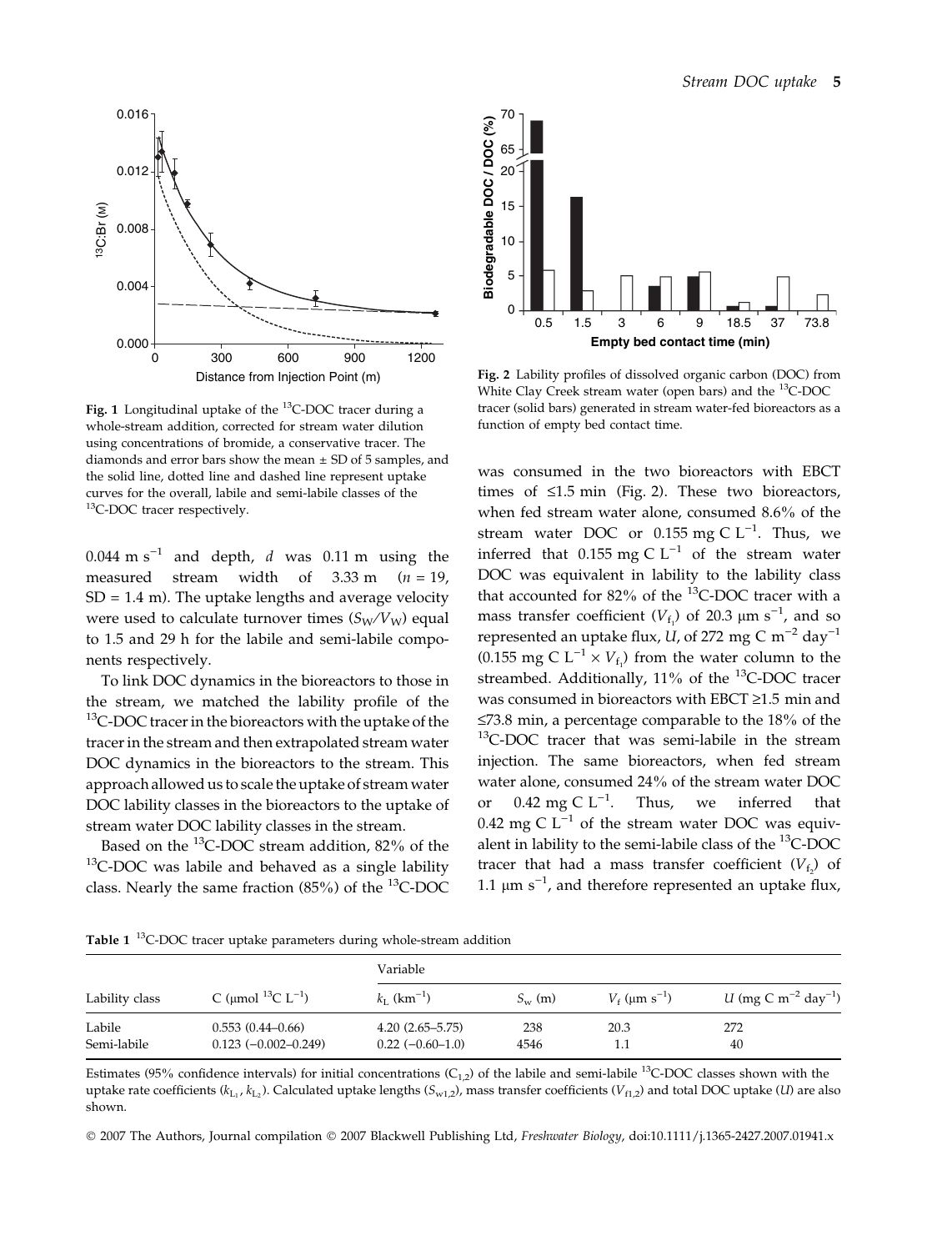Fig. 1 Longitudinal uptake of the $^{13}$C-DOC tracer during a whole-stream addition, corrected for stream water dilution using concentrations of bromide, a conservative tracer. The diamonds and error bars show the mean ± SD of 5 samples, and the solid line, dotted line and dashed line represent uptake curves for the overall, labile and semi-labile classes of the $^{13}$C-DOC tracer respectively.

Fig. 2 Lability profiles of dissolved organic carbon (DOC) from White Clay Creek stream water (open bars) and the $^{13}$C-DOC tracer (solid bars) generated in stream water-fed bioreactors as a function of empty bed contact time.

0.044 m s$^{-1}$ and depth, $d$ was 0.11 m using the measured stream width of 3.33 m ($n$ = 19, SD = 1.4 m). The uptake lengths and average velocity were used to calculate turnover times ($S_W/V_W$) equal to 1.5 and 29 h for the labile and semi-labile components respectively.

To link DOC dynamics in the bioreactors to those in the stream, we matched the lability profile of the $^{13}$C-DOC tracer in the bioreactors with the uptake of the tracer in the stream and then extrapolated stream water DOC dynamics in the bioreactors to the stream. This approach allowed us to scale the uptake of stream water DOC lability classes in the bioreactors to the uptake of stream water DOC lability classes in the stream.

Based on the $^{13}$C-DOC stream addition, 82% of the $^{13}$C-DOC was labile and behaved as a single lability class. Nearly the same fraction (85%) of the $^{13}$C-DOC was consumed in the two bioreactors with EBCT times of ≤1.5 min (Fig. 2). These two bioreactors, when fed stream water alone, consumed 8.6% of the stream water DOC or 0.155 mg C L$^{-1}$. Thus, we inferred that 0.155 mg C L$^{-1}$ of the stream water DOC was equivalent in lability to the lability class that accounted for 82% of the $^{13}$C-DOC tracer with a mass transfer coefficient ($V_{f_1}$) of 20.3 μm s$^{-1}$, and so represented an uptake flux, $U$, of 272 mg C m$^{-2}$ day$^{-1}$ (0.155 mg C L$^{-1}$ × $V_{f_1}$) from the water column to the streambed. Additionally, 11% of the $^{13}$C-DOC tracer was consumed in bioreactors with EBCT ≥1.5 min and ≤73.8 min, a percentage comparable to the 18% of the $^{13}$C-DOC tracer that was semi-labile in the stream injection. The same bioreactors, when fed stream water alone, consumed 24% of the stream water DOC or 0.42 mg C L$^{-1}$. Thus, we inferred that 0.42 mg C L$^{-1}$ of the stream water DOC was equivalent in lability to the semi-labile class of the $^{13}$C-DOC tracer that had a mass transfer coefficient ($V_{f_2}$) of 1.1 μm s$^{-1}$, and therefore represented an uptake flux,

**Table 1** $^{13}$C-DOC tracer uptake parameters during whole-stream addition

| Lability class | C (μmol $^{13}$C L$^{-1}$) | Variable $k_L$ (km$^{-1}$) | $S_w$ (m) | $V_f$ (μm s$^{-1}$) | $U$ (mg C m$^{-2}$ day$^{-1}$) |
|---|---|---|---|---|---|
| Labile | 0.553 (0.44–0.66) | 4.20 (2.65–5.75) | 238 | 20.3 | 272 |
| Semi-labile | 0.123 (−0.002–0.249) | 0.22 (−0.60–1.0) | 4546 | 1.1 | 40 |

Estimates (95% confidence intervals) for initial concentrations ($C_{1,2}$) of the labile and semi-labile $^{13}$C-DOC classes shown with the uptake rate coefficients ($k_{L_1}$, $k_{L_2}$). Calculated uptake lengths ($S_{w1,2}$), mass transfer coefficients ($V_{f1,2}$) and total DOC uptake ($U$) are also shown.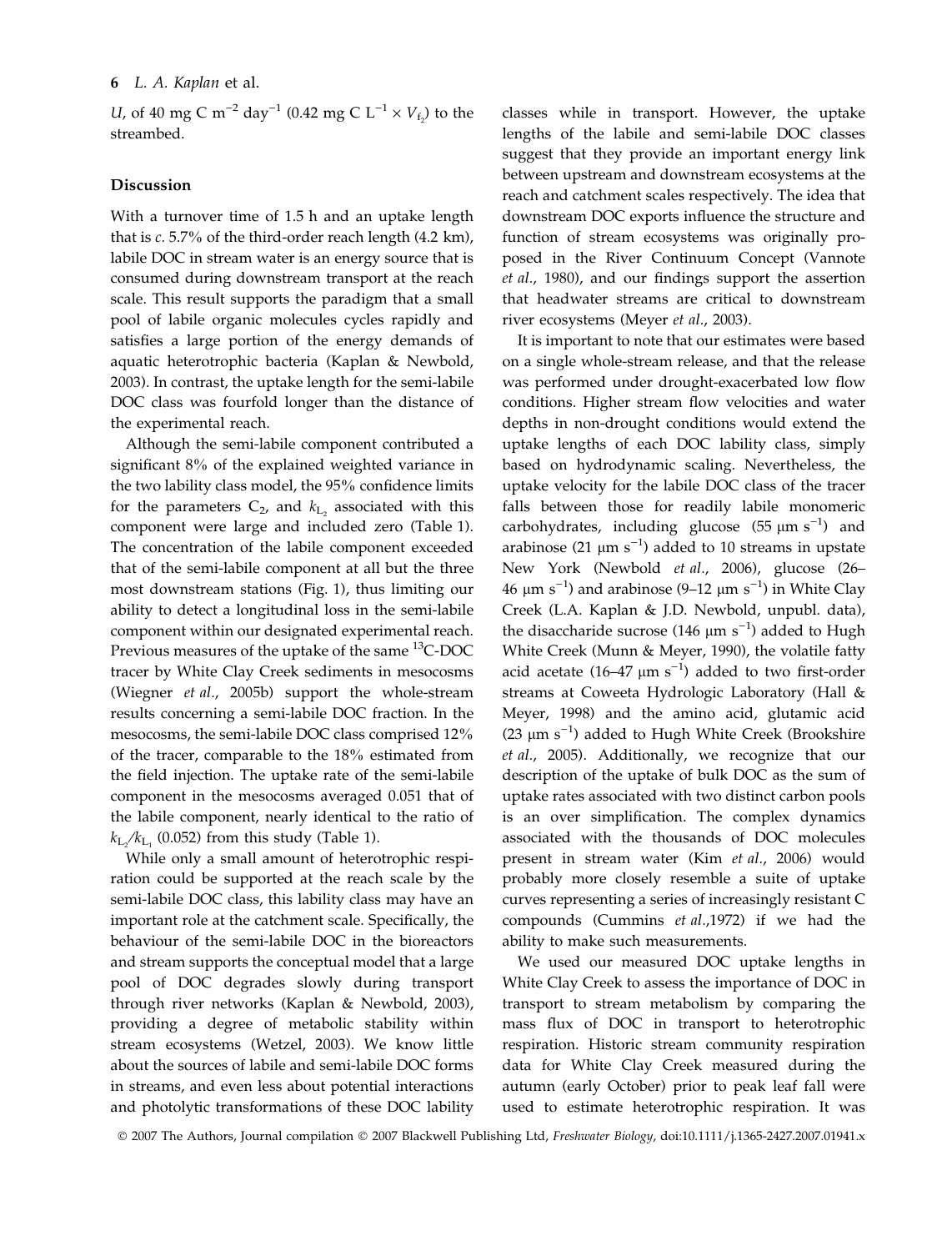$U$, of 40 mg C m$^{-2}$ day$^{-1}$ (0.42 mg C L$^{-1}$ × $V_{f_2}$) to the streambed.

## Discussion

With a turnover time of 1.5 h and an uptake length that is *c.* 5.7% of the third-order reach length (4.2 km), labile DOC in stream water is an energy source that is consumed during downstream transport at the reach scale. This result supports the paradigm that a small pool of labile organic molecules cycles rapidly and satisfies a large portion of the energy demands of aquatic heterotrophic bacteria (Kaplan & Newbold, 2003). In contrast, the uptake length for the semi-labile DOC class was fourfold longer than the distance of the experimental reach.

Although the semi-labile component contributed a significant 8% of the explained weighted variance in the two lability class model, the 95% confidence limits for the parameters $C_2$, and $k_{L_2}$ associated with this component were large and included zero (Table 1). The concentration of the labile component exceeded that of the semi-labile component at all but the three most downstream stations (Fig. 1), thus limiting our ability to detect a longitudinal loss in the semi-labile component within our designated experimental reach. Previous measures of the uptake of the same $^{13}$C-DOC tracer by White Clay Creek sediments in mesocosms (Wiegner *et al*., 2005b) support the whole-stream results concerning a semi-labile DOC fraction. In the mesocosms, the semi-labile DOC class comprised 12% of the tracer, comparable to the 18% estimated from the field injection. The uptake rate of the semi-labile component in the mesocosms averaged 0.051 that of the labile component, nearly identical to the ratio of $k_{L_2}/k_{L_1}$ (0.052) from this study (Table 1).

While only a small amount of heterotrophic respiration could be supported at the reach scale by the semi-labile DOC class, this lability class may have an important role at the catchment scale. Specifically, the behaviour of the semi-labile DOC in the bioreactors and stream supports the conceptual model that a large pool of DOC degrades slowly during transport through river networks (Kaplan & Newbold, 2003), providing a degree of metabolic stability within stream ecosystems (Wetzel, 2003). We know little about the sources of labile and semi-labile DOC forms in streams, and even less about potential interactions and photolytic transformations of these DOC lability classes while in transport. However, the uptake lengths of the labile and semi-labile DOC classes suggest that they provide an important energy link between upstream and downstream ecosystems at the reach and catchment scales respectively. The idea that downstream DOC exports influence the structure and function of stream ecosystems was originally proposed in the River Continuum Concept (Vannote *et al*., 1980), and our findings support the assertion that headwater streams are critical to downstream river ecosystems (Meyer *et al*., 2003).

It is important to note that our estimates were based on a single whole-stream release, and that the release was performed under drought-exacerbated low flow conditions. Higher stream flow velocities and water depths in non-drought conditions would extend the uptake lengths of each DOC lability class, simply based on hydrodynamic scaling. Nevertheless, the uptake velocity for the labile DOC class of the tracer falls between those for readily labile monomeric carbohydrates, including glucose (55 μm s$^{-1}$) and arabinose (21 μm s$^{-1}$) added to 10 streams in upstate New York (Newbold *et al*., 2006), glucose (26–46 μm s$^{-1}$) and arabinose (9–12 μm s$^{-1}$) in White Clay Creek (L.A. Kaplan & J.D. Newbold, unpubl. data), the disaccharide sucrose (146 μm s$^{-1}$) added to Hugh White Creek (Munn & Meyer, 1990), the volatile fatty acid acetate (16–47 μm s$^{-1}$) added to two first-order streams at Coweeta Hydrologic Laboratory (Hall & Meyer, 1998) and the amino acid, glutamic acid (23 μm s$^{-1}$) added to Hugh White Creek (Brookshire *et al*., 2005). Additionally, we recognize that our description of the uptake of bulk DOC as the sum of uptake rates associated with two distinct carbon pools is an over simplification. The complex dynamics associated with the thousands of DOC molecules present in stream water (Kim *et al*., 2006) would probably more closely resemble a suite of uptake curves representing a series of increasingly resistant C compounds (Cummins *et al*.,1972) if we had the ability to make such measurements.

We used our measured DOC uptake lengths in White Clay Creek to assess the importance of DOC in transport to stream metabolism by comparing the mass flux of DOC in transport to heterotrophic respiration. Historic stream community respiration data for White Clay Creek measured during the autumn (early October) prior to peak leaf fall were used to estimate heterotrophic respiration. It was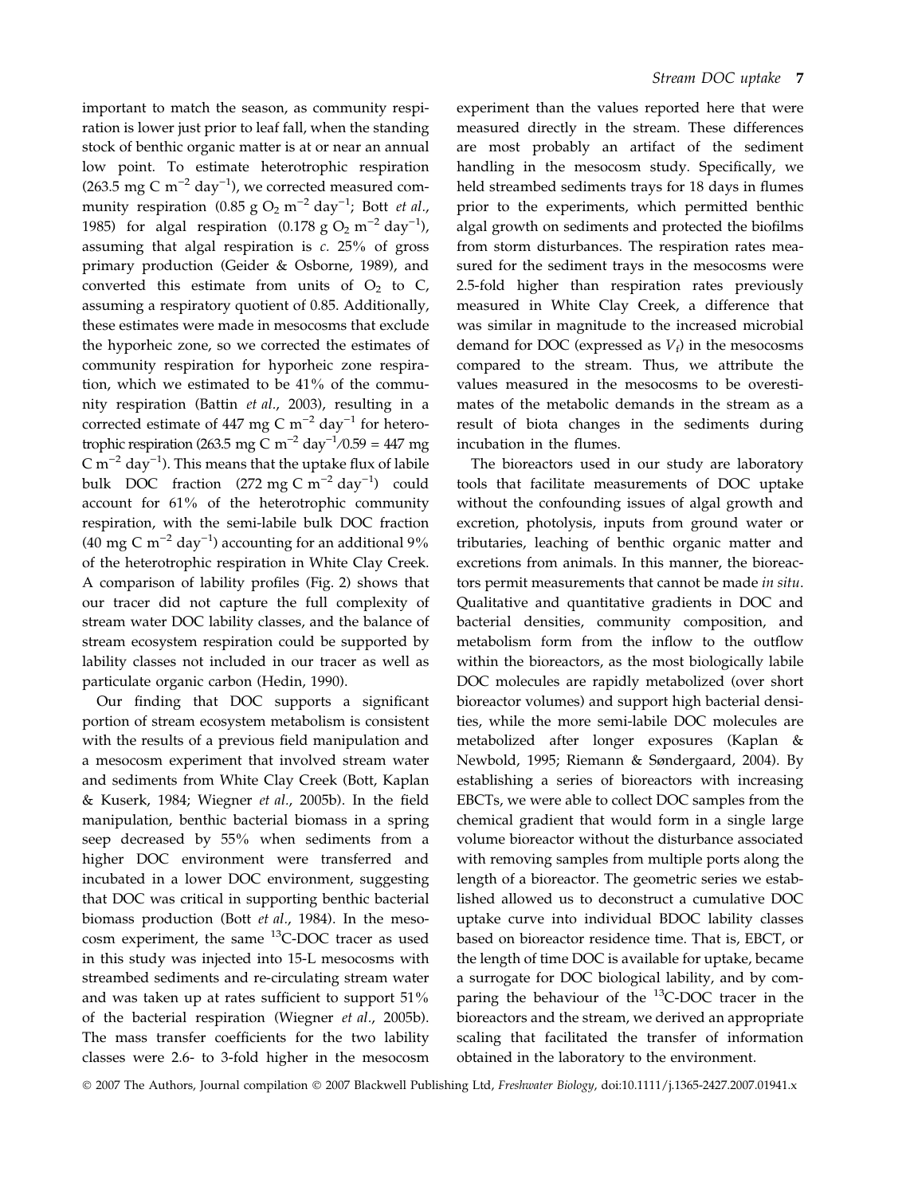important to match the season, as community respiration is lower just prior to leaf fall, when the standing stock of benthic organic matter is at or near an annual low point. To estimate heterotrophic respiration (263.5 mg C $m^{-2}$ $day^{-1}$), we corrected measured community respiration (0.85 g $O_2$ $m^{-2}$ $day^{-1}$; Bott *et al.*, 1985) for algal respiration (0.178 g $O_2$ $m^{-2}$ $day^{-1}$), assuming that algal respiration is *c.* 25% of gross primary production (Geider & Osborne, 1989), and converted this estimate from units of $O_2$ to C, assuming a respiratory quotient of 0.85. Additionally, these estimates were made in mesocosms that exclude the hyporheic zone, so we corrected the estimates of community respiration for hyporheic zone respiration, which we estimated to be 41% of the community respiration (Battin *et al.*, 2003), resulting in a corrected estimate of 447 mg C $m^{-2}$ $day^{-1}$ for heterotrophic respiration (263.5 mg C $m^{-2}$ $day^{-1}$/0.59 = 447 mg C $m^{-2}$ $day^{-1}$). This means that the uptake flux of labile bulk DOC fraction (272 mg C $m^{-2}$ $day^{-1}$) could account for 61% of the heterotrophic community respiration, with the semi-labile bulk DOC fraction (40 mg C $m^{-2}$ $day^{-1}$) accounting for an additional 9% of the heterotrophic respiration in White Clay Creek. A comparison of lability profiles (Fig. 2) shows that our tracer did not capture the full complexity of stream water DOC lability classes, and the balance of stream ecosystem respiration could be supported by lability classes not included in our tracer as well as particulate organic carbon (Hedin, 1990).

Our finding that DOC supports a significant portion of stream ecosystem metabolism is consistent with the results of a previous field manipulation and a mesocosm experiment that involved stream water and sediments from White Clay Creek (Bott, Kaplan & Kuserk, 1984; Wiegner *et al.*, 2005b). In the field manipulation, benthic bacterial biomass in a spring seep decreased by 55% when sediments from a higher DOC environment were transferred and incubated in a lower DOC environment, suggesting that DOC was critical in supporting benthic bacterial biomass production (Bott *et al.*, 1984). In the mesocosm experiment, the same $^{13}$C-DOC tracer as used in this study was injected into 15-L mesocosms with streambed sediments and re-circulating stream water and was taken up at rates sufficient to support 51% of the bacterial respiration (Wiegner *et al.*, 2005b). The mass transfer coefficients for the two lability classes were 2.6- to 3-fold higher in the mesocosm experiment than the values reported here that were measured directly in the stream. These differences are most probably an artifact of the sediment handling in the mesocosm study. Specifically, we held streambed sediments trays for 18 days in flumes prior to the experiments, which permitted benthic algal growth on sediments and protected the biofilms from storm disturbances. The respiration rates measured for the sediment trays in the mesocosms were 2.5-fold higher than respiration rates previously measured in White Clay Creek, a difference that was similar in magnitude to the increased microbial demand for DOC (expressed as $V_f$) in the mesocosms compared to the stream. Thus, we attribute the values measured in the mesocosms to be overestimates of the metabolic demands in the stream as a result of biota changes in the sediments during incubation in the flumes.

The bioreactors used in our study are laboratory tools that facilitate measurements of DOC uptake without the confounding issues of algal growth and excretion, photolysis, inputs from ground water or tributaries, leaching of benthic organic matter and excretions from animals. In this manner, the bioreactors permit measurements that cannot be made *in situ*. Qualitative and quantitative gradients in DOC and bacterial densities, community composition, and metabolism form from the inflow to the outflow within the bioreactors, as the most biologically labile DOC molecules are rapidly metabolized (over short bioreactor volumes) and support high bacterial densities, while the more semi-labile DOC molecules are metabolized after longer exposures (Kaplan & Newbold, 1995; Riemann & Søndergaard, 2004). By establishing a series of bioreactors with increasing EBCTs, we were able to collect DOC samples from the chemical gradient that would form in a single large volume bioreactor without the disturbance associated with removing samples from multiple ports along the length of a bioreactor. The geometric series we established allowed us to deconstruct a cumulative DOC uptake curve into individual BDOC lability classes based on bioreactor residence time. That is, EBCT, or the length of time DOC is available for uptake, became a surrogate for DOC biological lability, and by comparing the behaviour of the $^{13}$C-DOC tracer in the bioreactors and the stream, we derived an appropriate scaling that facilitated the transfer of information obtained in the laboratory to the environment.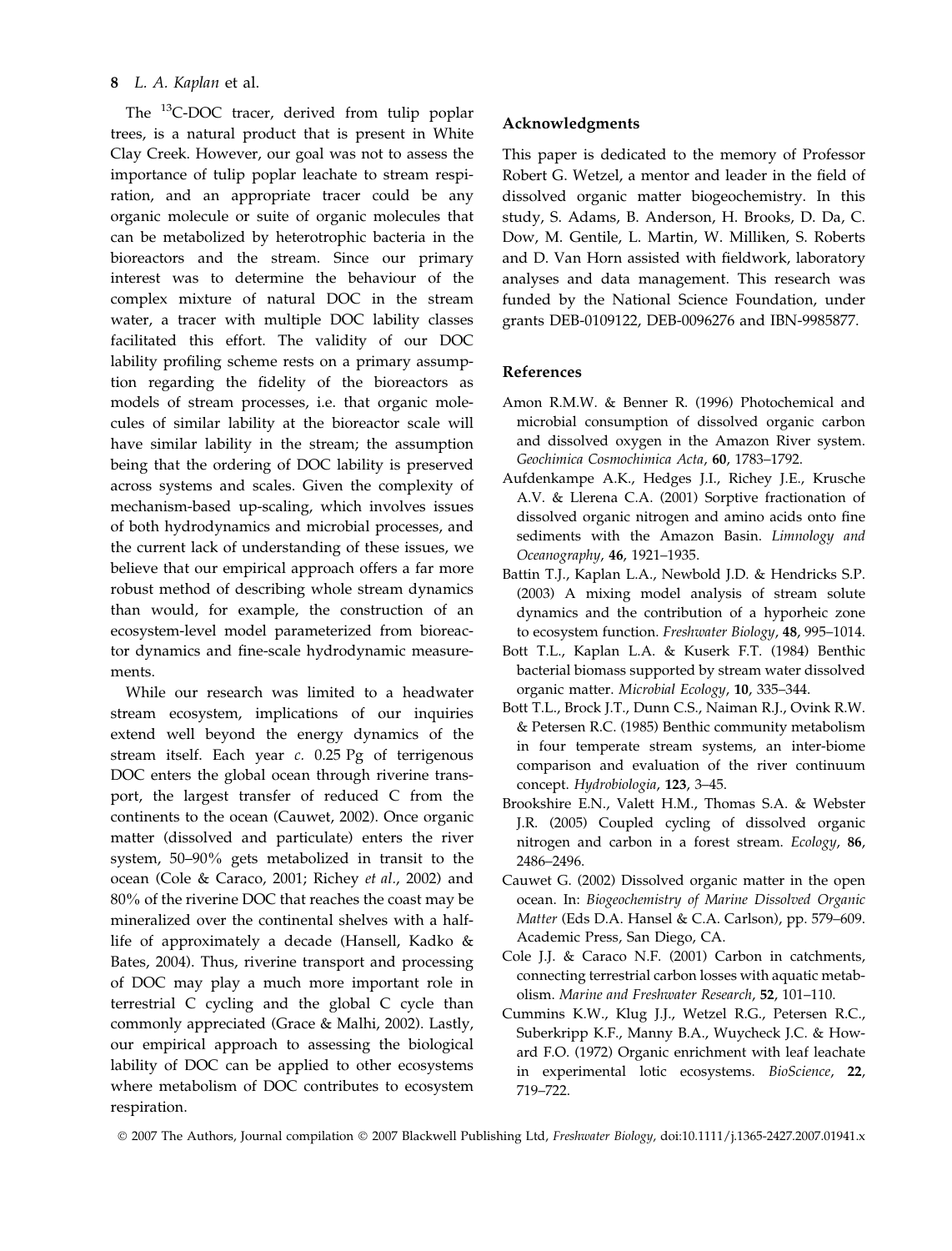The $^{13}$C-DOC tracer, derived from tulip poplar trees, is a natural product that is present in White Clay Creek. However, our goal was not to assess the importance of tulip poplar leachate to stream respiration, and an appropriate tracer could be any organic molecule or suite of organic molecules that can be metabolized by heterotrophic bacteria in the bioreactors and the stream. Since our primary interest was to determine the behaviour of the complex mixture of natural DOC in the stream water, a tracer with multiple DOC lability classes facilitated this effort. The validity of our DOC lability profiling scheme rests on a primary assumption regarding the fidelity of the bioreactors as models of stream processes, i.e. that organic molecules of similar lability at the bioreactor scale will have similar lability in the stream; the assumption being that the ordering of DOC lability is preserved across systems and scales. Given the complexity of mechanism-based up-scaling, which involves issues of both hydrodynamics and microbial processes, and the current lack of understanding of these issues, we believe that our empirical approach offers a far more robust method of describing whole stream dynamics than would, for example, the construction of an ecosystem-level model parameterized from bioreactor dynamics and fine-scale hydrodynamic measurements.

While our research was limited to a headwater stream ecosystem, implications of our inquiries extend well beyond the energy dynamics of the stream itself. Each year *c.* 0.25 Pg of terrigenous DOC enters the global ocean through riverine transport, the largest transfer of reduced C from the continents to the ocean (Cauwet, 2002). Once organic matter (dissolved and particulate) enters the river system, 50–90% gets metabolized in transit to the ocean (Cole & Caraco, 2001; Richey *et al.*, 2002) and 80% of the riverine DOC that reaches the coast may be mineralized over the continental shelves with a half-life of approximately a decade (Hansell, Kadko & Bates, 2004). Thus, riverine transport and processing of DOC may play a much more important role in terrestrial C cycling and the global C cycle than commonly appreciated (Grace & Malhi, 2002). Lastly, our empirical approach to assessing the biological lability of DOC can be applied to other ecosystems where metabolism of DOC contributes to ecosystem respiration.

## Acknowledgments

This paper is dedicated to the memory of Professor Robert G. Wetzel, a mentor and leader in the field of dissolved organic matter biogeochemistry. In this study, S. Adams, B. Anderson, H. Brooks, D. Da, C. Dow, M. Gentile, L. Martin, W. Milliken, S. Roberts and D. Van Horn assisted with fieldwork, laboratory analyses and data management. This research was funded by the National Science Foundation, under grants DEB-0109122, DEB-0096276 and IBN-9985877.

## References

Amon R.M.W. & Benner R. (1996) Photochemical and microbial consumption of dissolved organic carbon and dissolved oxygen in the Amazon River system. *Geochimica Cosmochimica Acta*, **60**, 1783–1792.

Aufdenkampe A.K., Hedges J.I., Richey J.E., Krusche A.V. & Llerena C.A. (2001) Sorptive fractionation of dissolved organic nitrogen and amino acids onto fine sediments with the Amazon Basin. *Limnology and Oceanography*, **46**, 1921–1935.

Battin T.J., Kaplan L.A., Newbold J.D. & Hendricks S.P. (2003) A mixing model analysis of stream solute dynamics and the contribution of a hyporheic zone to ecosystem function. *Freshwater Biology*, **48**, 995–1014.

Bott T.L., Kaplan L.A. & Kuserk F.T. (1984) Benthic bacterial biomass supported by stream water dissolved organic matter. *Microbial Ecology*, **10**, 335–344.

Bott T.L., Brock J.T., Dunn C.S., Naiman R.J., Ovink R.W. & Petersen R.C. (1985) Benthic community metabolism in four temperate stream systems, an inter-biome comparison and evaluation of the river continuum concept. *Hydrobiologia*, **123**, 3–45.

Brookshire E.N., Valett H.M., Thomas S.A. & Webster J.R. (2005) Coupled cycling of dissolved organic nitrogen and carbon in a forest stream. *Ecology*, **86**, 2486–2496.

Cauwet G. (2002) Dissolved organic matter in the open ocean. In: *Biogeochemistry of Marine Dissolved Organic Matter* (Eds D.A. Hansel & C.A. Carlson), pp. 579–609. Academic Press, San Diego, CA.

Cole J.J. & Caraco N.F. (2001) Carbon in catchments, connecting terrestrial carbon losses with aquatic metabolism. *Marine and Freshwater Research*, **52**, 101–110.

Cummins K.W., Klug J.J., Wetzel R.G., Petersen R.C., Suberkripp K.F., Manny B.A., Wuycheck J.C. & Howard F.O. (1972) Organic enrichment with leaf leachate in experimental lotic ecosystems. *BioScience*, **22**, 719–722.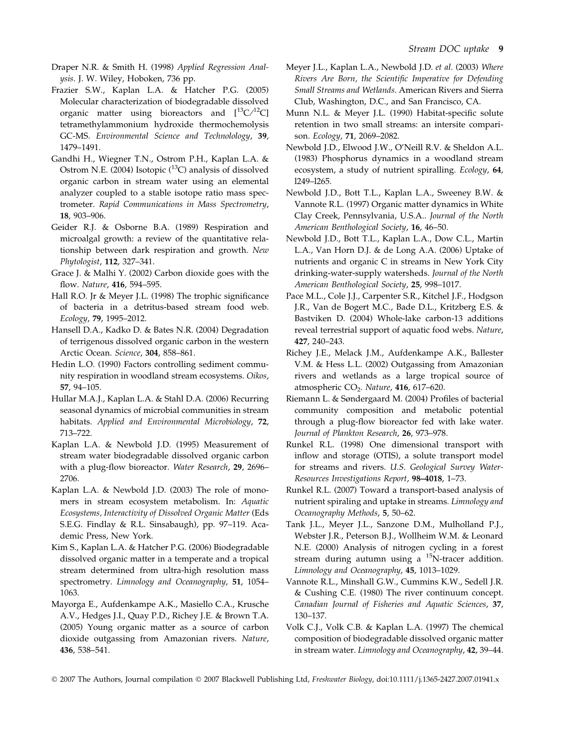Draper N.R. & Smith H. (1998) *Applied Regression Analysis*. J. W. Wiley, Hoboken, 736 pp.

Frazier S.W., Kaplan L.A. & Hatcher P.G. (2005) Molecular characterization of biodegradable dissolved organic matter using bioreactors and [$^{13}C/^{12}C$] tetramethylammonium hydroxide thermochemolysis GC-MS. *Environmental Science and Technolology*, **39**, 1479–1491.

Gandhi H., Wiegner T.N., Ostrom P.H., Kaplan L.A. & Ostrom N.E. (2004) Isotopic ($^{13}C$) analysis of dissolved organic carbon in stream water using an elemental analyzer coupled to a stable isotope ratio mass spectrometer. *Rapid Communications in Mass Spectrometry*, **18**, 903–906.

Geider R.J. & Osborne B.A. (1989) Respiration and microalgal growth: a review of the quantitative relationship between dark respiration and growth. *New Phytologist*, **112**, 327–341.

Grace J. & Malhi Y. (2002) Carbon dioxide goes with the flow. *Nature*, **416**, 594–595.

Hall R.O. Jr & Meyer J.L. (1998) The trophic significance of bacteria in a detritus-based stream food web. *Ecology*, **79**, 1995–2012.

Hansell D.A., Kadko D. & Bates N.R. (2004) Degradation of terrigenous dissolved organic carbon in the western Arctic Ocean. *Science*, **304**, 858–861.

Hedin L.O. (1990) Factors controlling sediment community respiration in woodland stream ecosystems. *Oikos*, **57**, 94–105.

Hullar M.A.J., Kaplan L.A. & Stahl D.A. (2006) Recurring seasonal dynamics of microbial communities in stream habitats. *Applied and Environmental Microbiology*, **72**, 713–722.

Kaplan L.A. & Newbold J.D. (1995) Measurement of stream water biodegradable dissolved organic carbon with a plug-flow bioreactor. *Water Research*, **29**, 2696–2706.

Kaplan L.A. & Newbold J.D. (2003) The role of monomers in stream ecosystem metabolism. In: *Aquatic Ecosystems, Interactivity of Dissolved Organic Matter* (Eds S.E.G. Findlay & R.L. Sinsabaugh), pp. 97–119. Academic Press, New York.

Kim S., Kaplan L.A. & Hatcher P.G. (2006) Biodegradable dissolved organic matter in a temperate and a tropical stream determined from ultra-high resolution mass spectrometry. *Limnology and Oceanography*, **51**, 1054–1063.

Mayorga E., Aufdenkampe A.K., Masiello C.A., Krusche A.V., Hedges J.I., Quay P.D., Richey J.E. & Brown T.A. (2005) Young organic matter as a source of carbon dioxide outgassing from Amazonian rivers. *Nature*, **436**, 538–541.

Meyer J.L., Kaplan L.A., Newbold J.D. *et al*. (2003) *Where Rivers Are Born, the Scientific Imperative for Defending Small Streams and Wetlands*. American Rivers and Sierra Club, Washington, D.C., and San Francisco, CA.

Munn N.L. & Meyer J.L. (1990) Habitat-specific solute retention in two small streams: an intersite comparison. *Ecology*, **71**, 2069–2082.

Newbold J.D., Elwood J.W., O'Neill R.V. & Sheldon A.L. (1983) Phosphorus dynamics in a woodland stream ecosystem, a study of nutrient spiralling. *Ecology*, **64**, l249–l265.

Newbold J.D., Bott T.L., Kaplan L.A., Sweeney B.W. & Vannote R.L. (1997) Organic matter dynamics in White Clay Creek, Pennsylvania, U.S.A.. *Journal of the North American Benthological Society*, **16**, 46–50.

Newbold J.D., Bott T.L., Kaplan L.A., Dow C.L., Martin L.A., Van Horn D.J. & de Long A.A. (2006) Uptake of nutrients and organic C in streams in New York City drinking-water-supply watersheds. *Journal of the North American Benthological Society*, **25**, 998–1017.

Pace M.L., Cole J.J., Carpenter S.R., Kitchel J.F., Hodgson J.R., Van de Bogert M.C., Bade D.L., Kritzberg E.S. & Bastviken D. (2004) Whole-lake carbon-13 additions reveal terrestrial support of aquatic food webs. *Nature*, **427**, 240–243.

Richey J.E., Melack J.M., Aufdenkampe A.K., Ballester V.M. & Hess L.L. (2002) Outgassing from Amazonian rivers and wetlands as a large tropical source of atmospheric $CO_2$. *Nature*, **416**, 617–620.

Riemann L. & Søndergaard M. (2004) Profiles of bacterial community composition and metabolic potential through a plug-flow bioreactor fed with lake water. *Journal of Plankton Research*, **26**, 973–978.

Runkel R.L. (1998) One dimensional transport with inflow and storage (OTIS), a solute transport model for streams and rivers. *U.S. Geological Survey Water-Resources Investigations Report*, **98–4018**, 1–73.

Runkel R.L. (2007) Toward a transport-based analysis of nutrient spiraling and uptake in streams. *Limnology and Oceanography Methods*, **5**, 50–62.

Tank J.L., Meyer J.L., Sanzone D.M., Mulholland P.J., Webster J.R., Peterson B.J., Wollheim W.M. & Leonard N.E. (2000) Analysis of nitrogen cycling in a forest stream during autumn using a $^{15}N$-tracer addition. *Limnology and Oceanography*, **45**, 1013–1029.

Vannote R.L., Minshall G.W., Cummins K.W., Sedell J.R. & Cushing C.E. (1980) The river continuum concept. *Canadian Journal of Fisheries and Aquatic Sciences*, **37**, 130–137.

Volk C.J., Volk C.B. & Kaplan L.A. (1997) The chemical composition of biodegradable dissolved organic matter in stream water. *Limnology and Oceanography*, **42**, 39–44.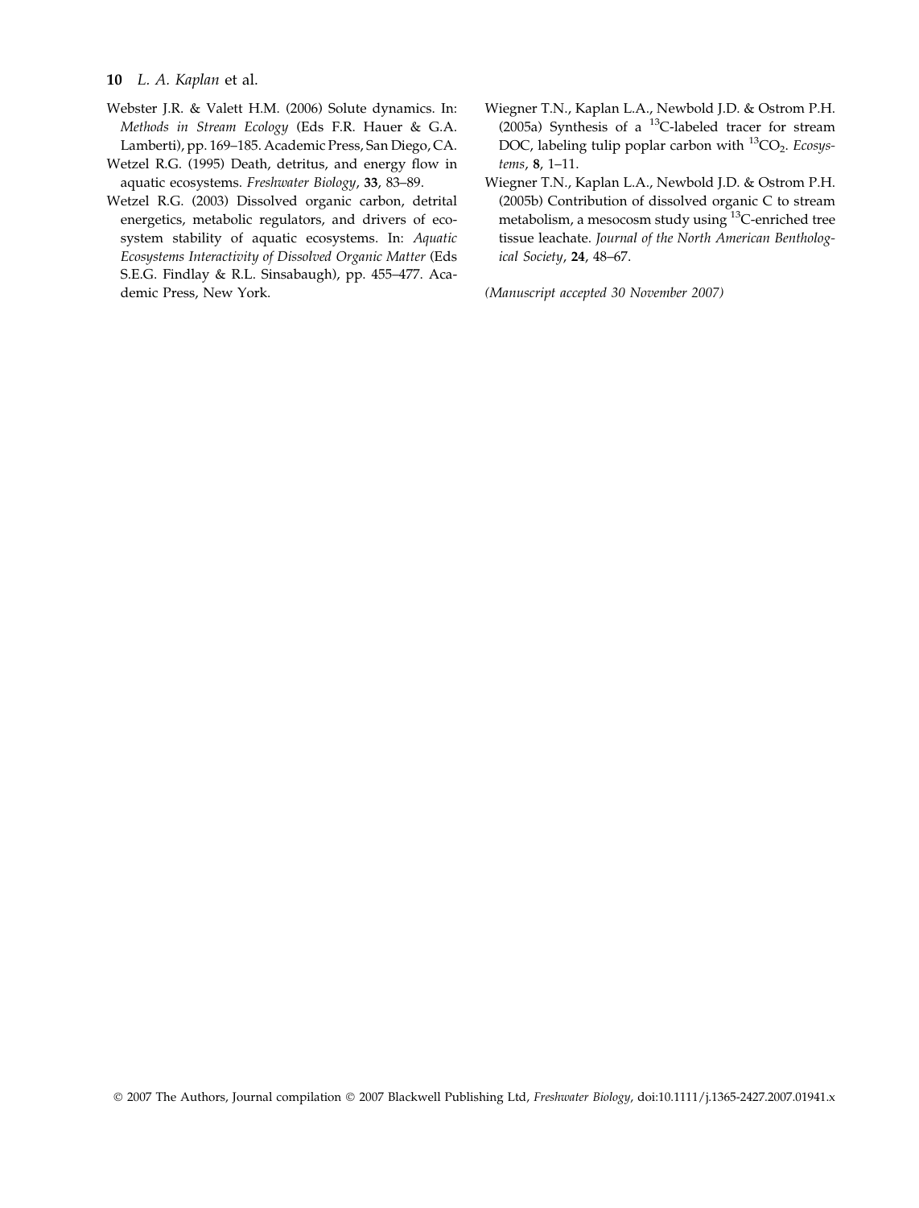Webster J.R. & Valett H.M. (2006) Solute dynamics. In: *Methods in Stream Ecology* (Eds F.R. Hauer & G.A. Lamberti), pp. 169–185. Academic Press, San Diego, CA.

Wetzel R.G. (1995) Death, detritus, and energy flow in aquatic ecosystems. *Freshwater Biology*, **33**, 83–89.

Wetzel R.G. (2003) Dissolved organic carbon, detrital energetics, metabolic regulators, and drivers of ecosystem stability of aquatic ecosystems. In: *Aquatic Ecosystems Interactivity of Dissolved Organic Matter* (Eds S.E.G. Findlay & R.L. Sinsabaugh), pp. 455–477. Academic Press, New York.

Wiegner T.N., Kaplan L.A., Newbold J.D. & Ostrom P.H. (2005a) Synthesis of a $^{13}$C-labeled tracer for stream DOC, labeling tulip poplar carbon with $^{13}CO_2$. *Ecosystems*, **8**, 1–11.

Wiegner T.N., Kaplan L.A., Newbold J.D. & Ostrom P.H. (2005b) Contribution of dissolved organic C to stream metabolism, a mesocosm study using $^{13}$C-enriched tree tissue leachate. *Journal of the North American Benthological Society*, **24**, 48–67.

*(Manuscript accepted 30 November 2007)*